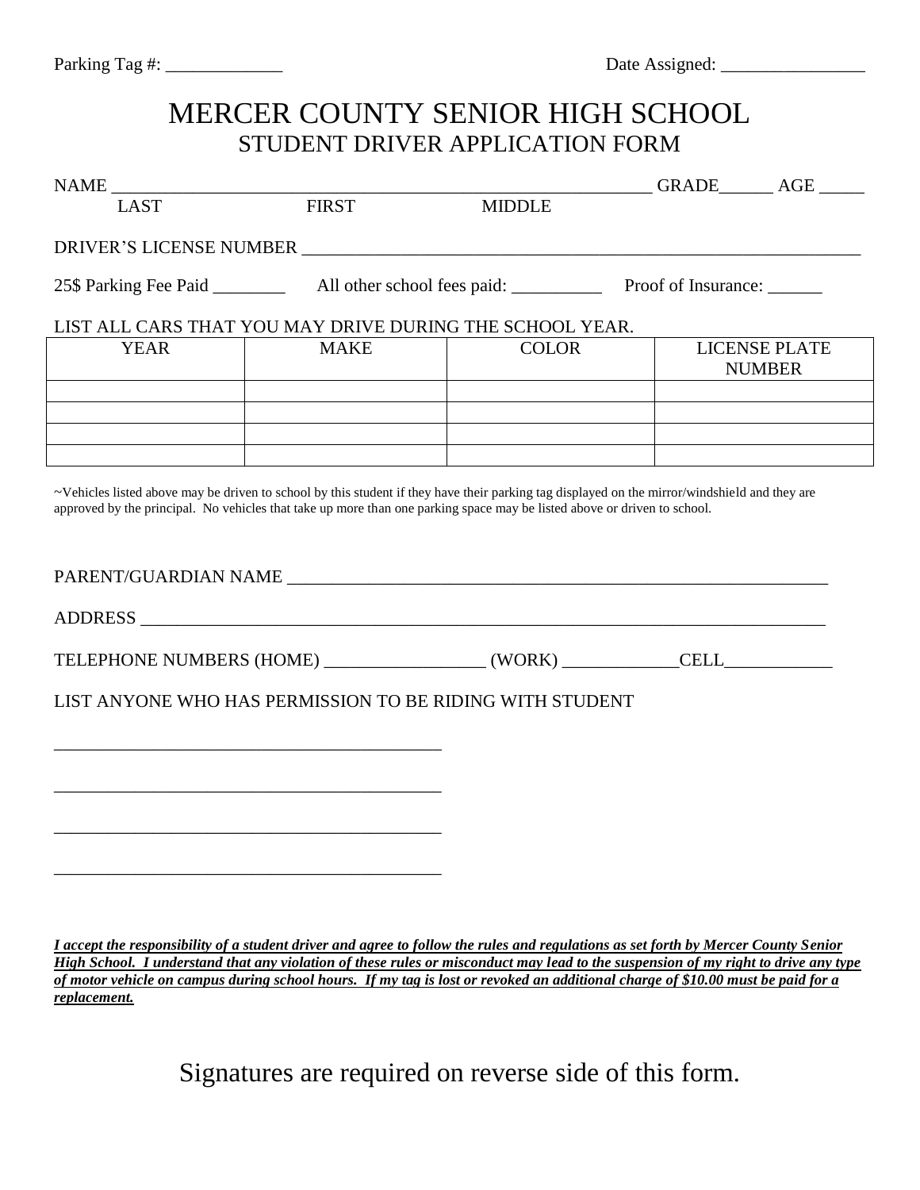Parking Tag #: _____________ Date Assigned: ________________

# MERCER COUNTY SENIOR HIGH SCHOOL

## STUDENT DRIVER APPLICATION FORM

NAME _____________________________________________________________ GRADE______ AGE _____
LAST FIRST MIDDLE

DRIVER'S LICENSE NUMBER _________________________________________________________________

25$ Parking Fee Paid ________ All other school fees paid: __________ Proof of Insurance: ______

LIST ALL CARS THAT YOU MAY DRIVE DURING THE SCHOOL YEAR.

| YEAR | MAKE | COLOR | LICENSE PLATE NUMBER |
|---|---|---|---|
| | | | |
| | | | |
| | | | |
| | | | |

~Vehicles listed above may be driven to school by this student if they have their parking tag displayed on the mirror/windshield and they are approved by the principal. No vehicles that take up more than one parking space may be listed above or driven to school.

PARENT/GUARDIAN NAME _____________________________________________________________

ADDRESS ___________________________________________________________________________

TELEPHONE NUMBERS (HOME) __________________ (WORK) _____________CELL____________

LIST ANYONE WHO HAS PERMISSION TO BE RIDING WITH STUDENT

_____________________________________________

_____________________________________________

_____________________________________________

_____________________________________________

***I accept the responsibility of a student driver and agree to follow the rules and regulations as set forth by Mercer County Senior High School. I understand that any violation of these rules or misconduct may lead to the suspension of my right to drive any type of motor vehicle on campus during school hours. If my tag is lost or revoked an additional charge of $10.00 must be paid for a replacement.***

Signatures are required on reverse side of this form.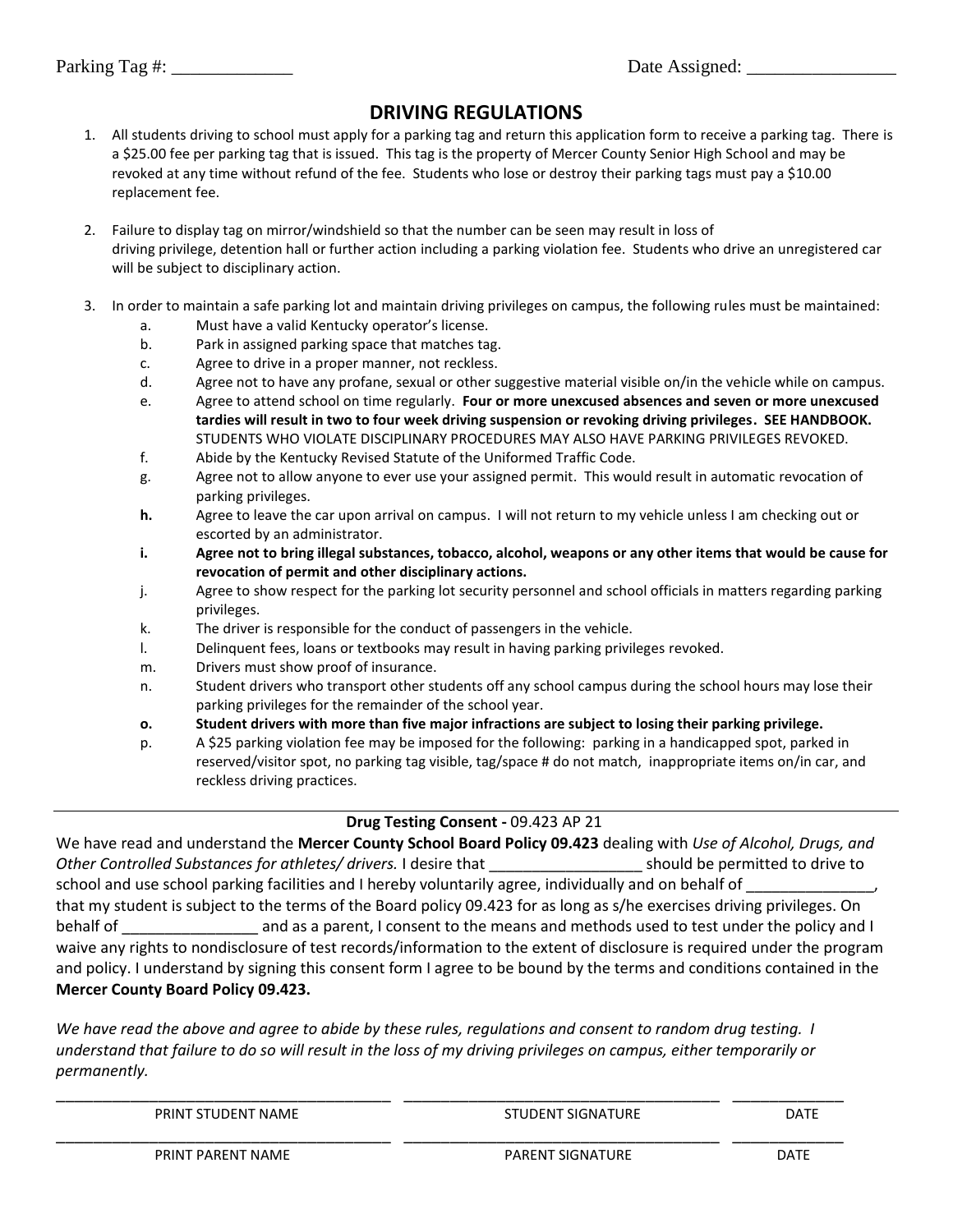Parking Tag #: _____________ Date Assigned: ________________

# DRIVING REGULATIONS

1. All students driving to school must apply for a parking tag and return this application form to receive a parking tag. There is a $25.00 fee per parking tag that is issued. This tag is the property of Mercer County Senior High School and may be revoked at any time without refund of the fee. Students who lose or destroy their parking tags must pay a $10.00 replacement fee.

2. Failure to display tag on mirror/windshield so that the number can be seen may result in loss of driving privilege, detention hall or further action including a parking violation fee. Students who drive an unregistered car will be subject to disciplinary action.

3. In order to maintain a safe parking lot and maintain driving privileges on campus, the following rules must be maintained:
   - a. Must have a valid Kentucky operator's license.
   - b. Park in assigned parking space that matches tag.
   - c. Agree to drive in a proper manner, not reckless.
   - d. Agree not to have any profane, sexual or other suggestive material visible on/in the vehicle while on campus.
   - e. Agree to attend school on time regularly. **Four or more unexcused absences and seven or more unexcused tardies will result in two to four week driving suspension or revoking driving privileges. SEE HANDBOOK.** STUDENTS WHO VIOLATE DISCIPLINARY PROCEDURES MAY ALSO HAVE PARKING PRIVILEGES REVOKED.
   - f. Abide by the Kentucky Revised Statute of the Uniformed Traffic Code.
   - g. Agree not to allow anyone to ever use your assigned permit. This would result in automatic revocation of parking privileges.
   - **h.** Agree to leave the car upon arrival on campus. I will not return to my vehicle unless I am checking out or escorted by an administrator.
   - **i. Agree not to bring illegal substances, tobacco, alcohol, weapons or any other items that would be cause for revocation of permit and other disciplinary actions.**
   - j. Agree to show respect for the parking lot security personnel and school officials in matters regarding parking privileges.
   - k. The driver is responsible for the conduct of passengers in the vehicle.
   - l. Delinquent fees, loans or textbooks may result in having parking privileges revoked.
   - m. Drivers must show proof of insurance.
   - n. Student drivers who transport other students off any school campus during the school hours may lose their parking privileges for the remainder of the school year.
   - **o. Student drivers with more than five major infractions are subject to losing their parking privilege.**
   - p. A $25 parking violation fee may be imposed for the following: parking in a handicapped spot, parked in reserved/visitor spot, no parking tag visible, tag/space # do not match, inappropriate items on/in car, and reckless driving practices.

---

**Drug Testing Consent -** 09.423 AP 21

We have read and understand the **Mercer County School Board Policy 09.423** dealing with *Use of Alcohol, Drugs, and Other Controlled Substances for athletes/ drivers.* I desire that __________________ should be permitted to drive to school and use school parking facilities and I hereby voluntarily agree, individually and on behalf of _______________, that my student is subject to the terms of the Board policy 09.423 for as long as s/he exercises driving privileges. On behalf of ________________ and as a parent, I consent to the means and methods used to test under the policy and I waive any rights to nondisclosure of test records/information to the extent of disclosure is required under the program and policy. I understand by signing this consent form I agree to be bound by the terms and conditions contained in the **Mercer County Board Policy 09.423.**

*We have read the above and agree to abide by these rules, regulations and consent to random drug testing. I understand that failure to do so will result in the loss of my driving privileges on campus, either temporarily or permanently.*

_______________________________ _______________________________ ______________

PRINT STUDENT NAME STUDENT SIGNATURE DATE

_______________________________ _______________________________ ______________

PRINT PARENT NAME PARENT SIGNATURE DATE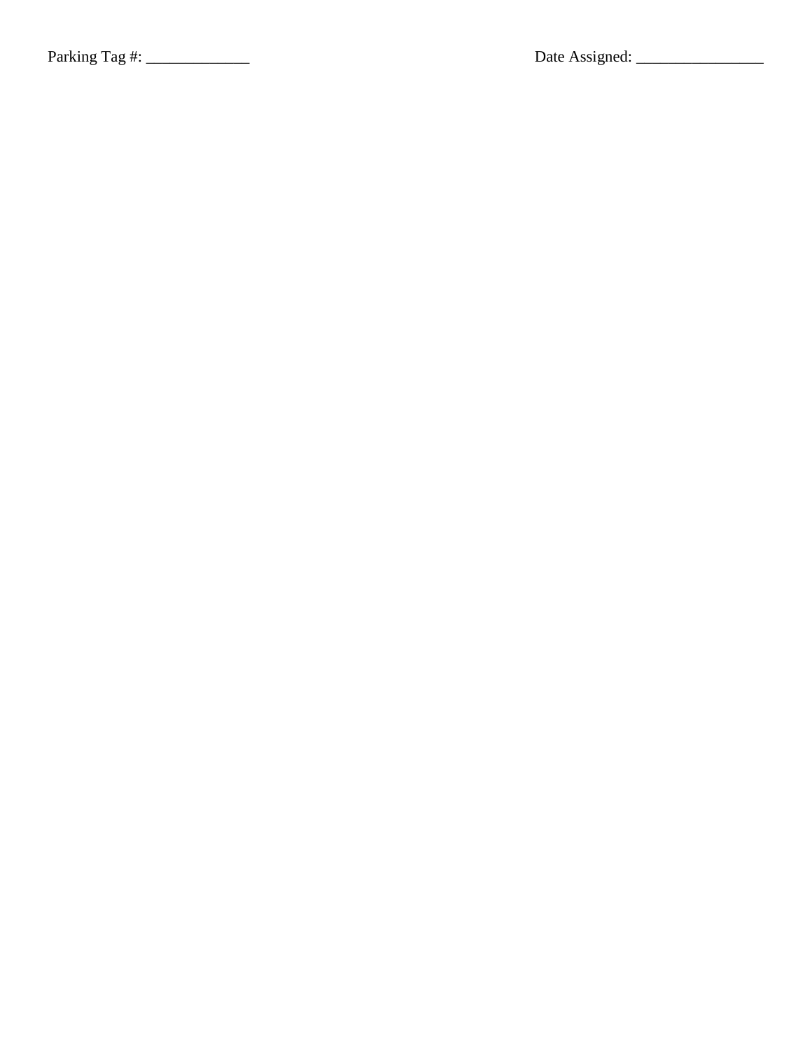Parking Tag #: _____________ Date Assigned: ________________